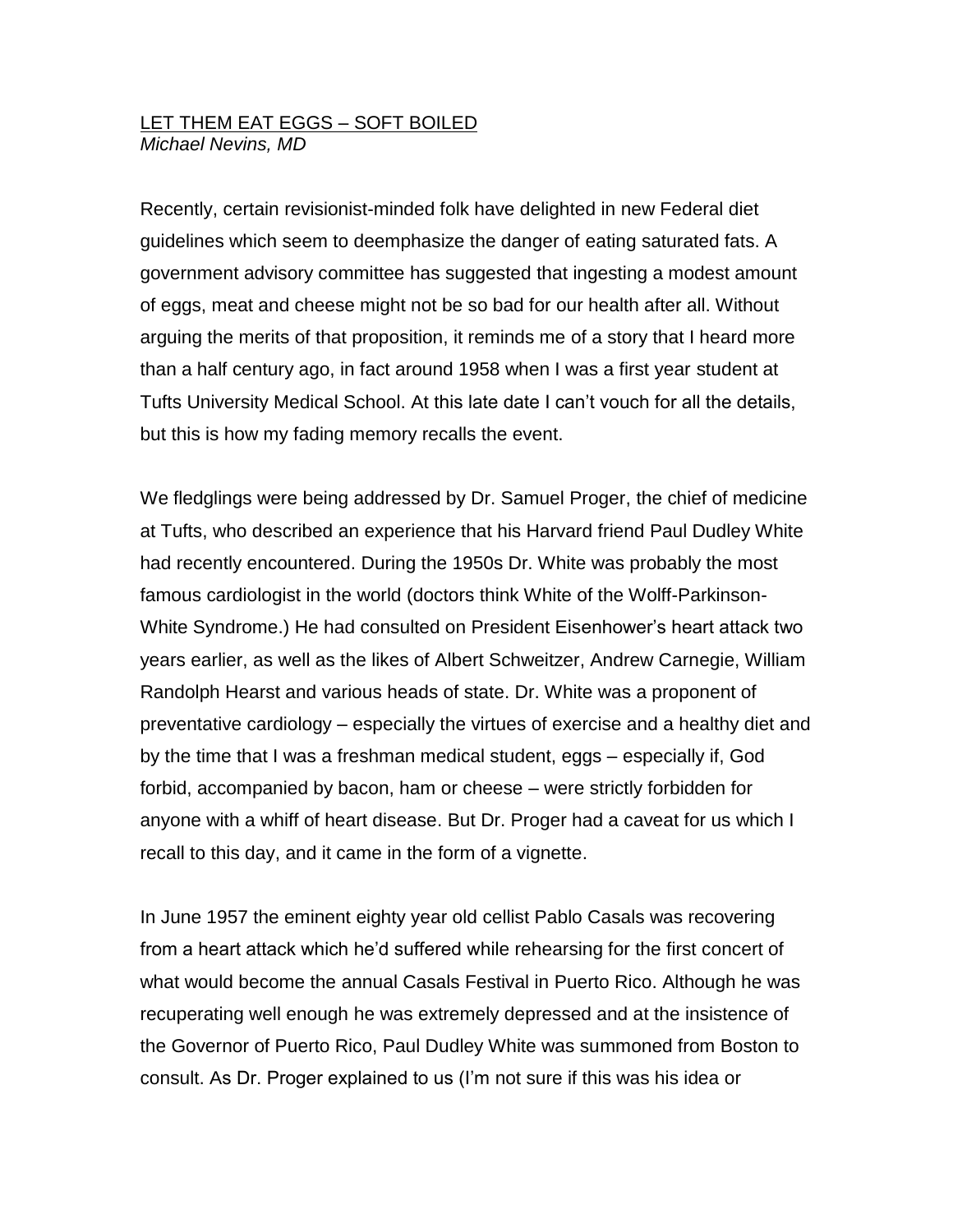# LET THEM EAT EGGS – SOFT BOILED

*Michael Nevins, MD*

Recently, certain revisionist-minded folk have delighted in new Federal diet guidelines which seem to deemphasize the danger of eating saturated fats. A government advisory committee has suggested that ingesting a modest amount of eggs, meat and cheese might not be so bad for our health after all. Without arguing the merits of that proposition, it reminds me of a story that I heard more than a half century ago, in fact around 1958 when I was a first year student at Tufts University Medical School. At this late date I can't vouch for all the details, but this is how my fading memory recalls the event.

We fledglings were being addressed by Dr. Samuel Proger, the chief of medicine at Tufts, who described an experience that his Harvard friend Paul Dudley White had recently encountered. During the 1950s Dr. White was probably the most famous cardiologist in the world (doctors think White of the Wolff-Parkinson-White Syndrome.) He had consulted on President Eisenhower's heart attack two years earlier, as well as the likes of Albert Schweitzer, Andrew Carnegie, William Randolph Hearst and various heads of state. Dr. White was a proponent of preventative cardiology – especially the virtues of exercise and a healthy diet and by the time that I was a freshman medical student, eggs – especially if, God forbid, accompanied by bacon, ham or cheese – were strictly forbidden for anyone with a whiff of heart disease. But Dr. Proger had a caveat for us which I recall to this day, and it came in the form of a vignette.

In June 1957 the eminent eighty year old cellist Pablo Casals was recovering from a heart attack which he'd suffered while rehearsing for the first concert of what would become the annual Casals Festival in Puerto Rico. Although he was recuperating well enough he was extremely depressed and at the insistence of the Governor of Puerto Rico, Paul Dudley White was summoned from Boston to consult. As Dr. Proger explained to us (I'm not sure if this was his idea or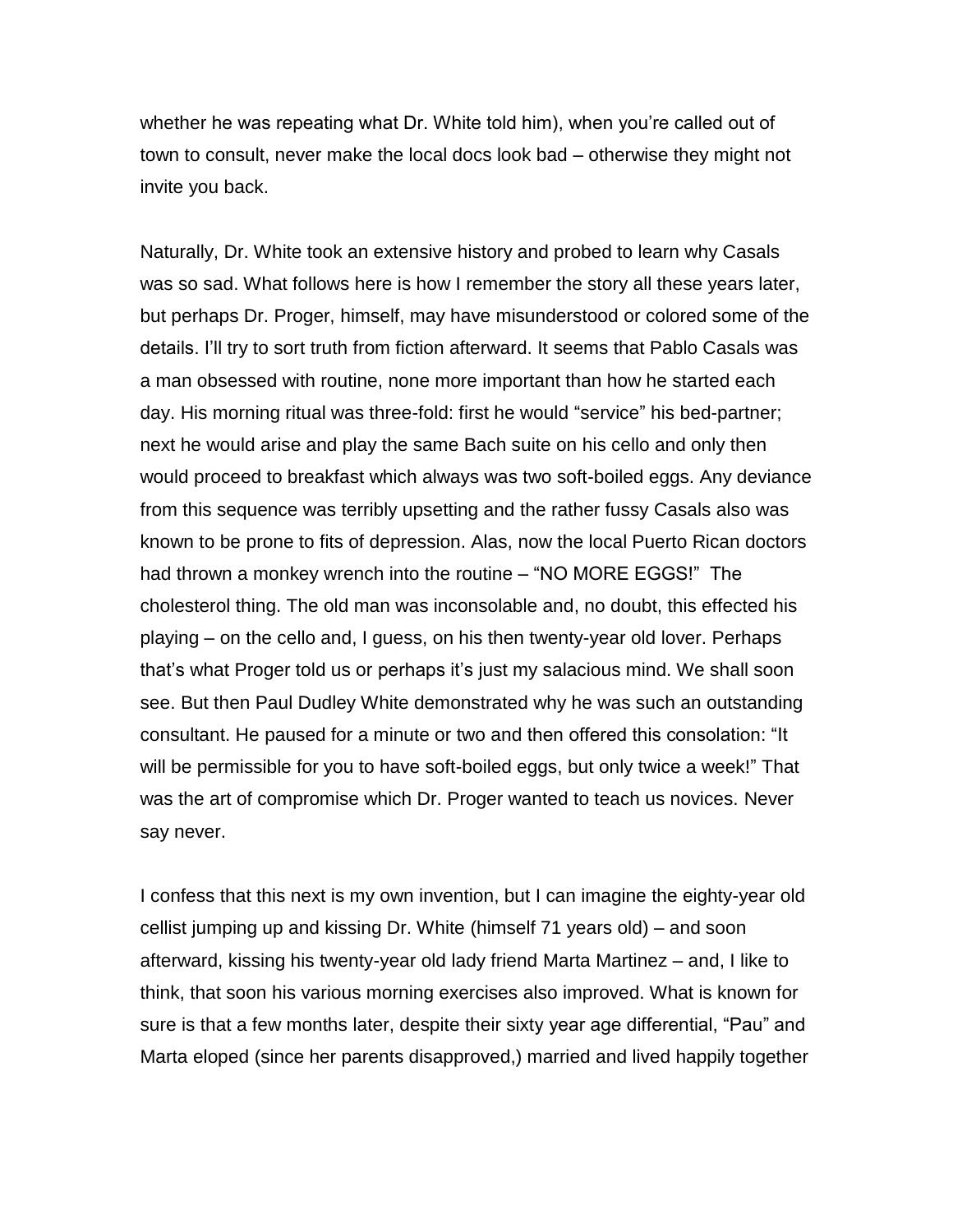whether he was repeating what Dr. White told him), when you're called out of town to consult, never make the local docs look bad – otherwise they might not invite you back.

Naturally, Dr. White took an extensive history and probed to learn why Casals was so sad. What follows here is how I remember the story all these years later, but perhaps Dr. Proger, himself, may have misunderstood or colored some of the details. I'll try to sort truth from fiction afterward. It seems that Pablo Casals was a man obsessed with routine, none more important than how he started each day. His morning ritual was three-fold: first he would "service" his bed-partner; next he would arise and play the same Bach suite on his cello and only then would proceed to breakfast which always was two soft-boiled eggs. Any deviance from this sequence was terribly upsetting and the rather fussy Casals also was known to be prone to fits of depression. Alas, now the local Puerto Rican doctors had thrown a monkey wrench into the routine – "NO MORE EGGS!" The cholesterol thing. The old man was inconsolable and, no doubt, this effected his playing – on the cello and, I guess, on his then twenty-year old lover. Perhaps that's what Proger told us or perhaps it's just my salacious mind. We shall soon see. But then Paul Dudley White demonstrated why he was such an outstanding consultant. He paused for a minute or two and then offered this consolation: "It will be permissible for you to have soft-boiled eggs, but only twice a week!" That was the art of compromise which Dr. Proger wanted to teach us novices. Never say never.

I confess that this next is my own invention, but I can imagine the eighty-year old cellist jumping up and kissing Dr. White (himself 71 years old) – and soon afterward, kissing his twenty-year old lady friend Marta Martinez – and, I like to think, that soon his various morning exercises also improved. What is known for sure is that a few months later, despite their sixty year age differential, "Pau" and Marta eloped (since her parents disapproved,) married and lived happily together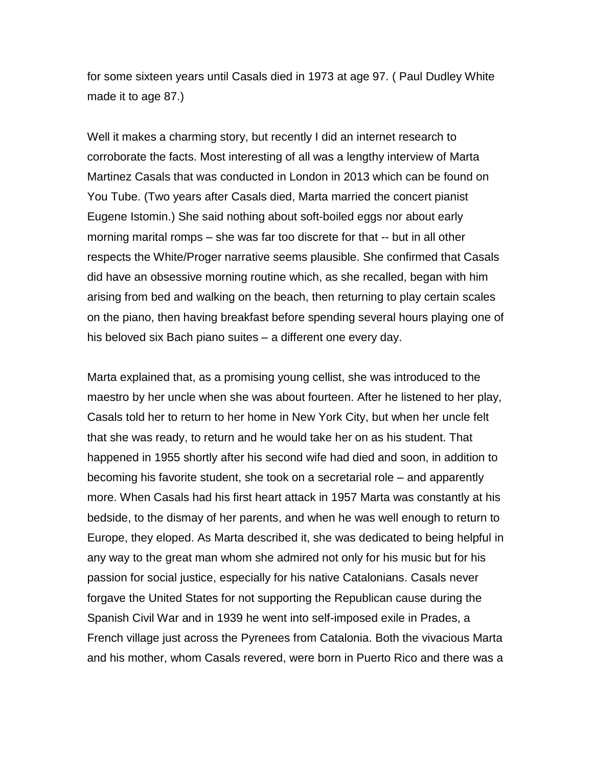for some sixteen years until Casals died in 1973 at age 97. ( Paul Dudley White made it to age 87.)

Well it makes a charming story, but recently I did an internet research to corroborate the facts. Most interesting of all was a lengthy interview of Marta Martinez Casals that was conducted in London in 2013 which can be found on You Tube. (Two years after Casals died, Marta married the concert pianist Eugene Istomin.) She said nothing about soft-boiled eggs nor about early morning marital romps – she was far too discrete for that -- but in all other respects the White/Proger narrative seems plausible. She confirmed that Casals did have an obsessive morning routine which, as she recalled, began with him arising from bed and walking on the beach, then returning to play certain scales on the piano, then having breakfast before spending several hours playing one of his beloved six Bach piano suites – a different one every day.

Marta explained that, as a promising young cellist, she was introduced to the maestro by her uncle when she was about fourteen. After he listened to her play, Casals told her to return to her home in New York City, but when her uncle felt that she was ready, to return and he would take her on as his student. That happened in 1955 shortly after his second wife had died and soon, in addition to becoming his favorite student, she took on a secretarial role – and apparently more. When Casals had his first heart attack in 1957 Marta was constantly at his bedside, to the dismay of her parents, and when he was well enough to return to Europe, they eloped. As Marta described it, she was dedicated to being helpful in any way to the great man whom she admired not only for his music but for his passion for social justice, especially for his native Catalonians. Casals never forgave the United States for not supporting the Republican cause during the Spanish Civil War and in 1939 he went into self-imposed exile in Prades, a French village just across the Pyrenees from Catalonia. Both the vivacious Marta and his mother, whom Casals revered, were born in Puerto Rico and there was a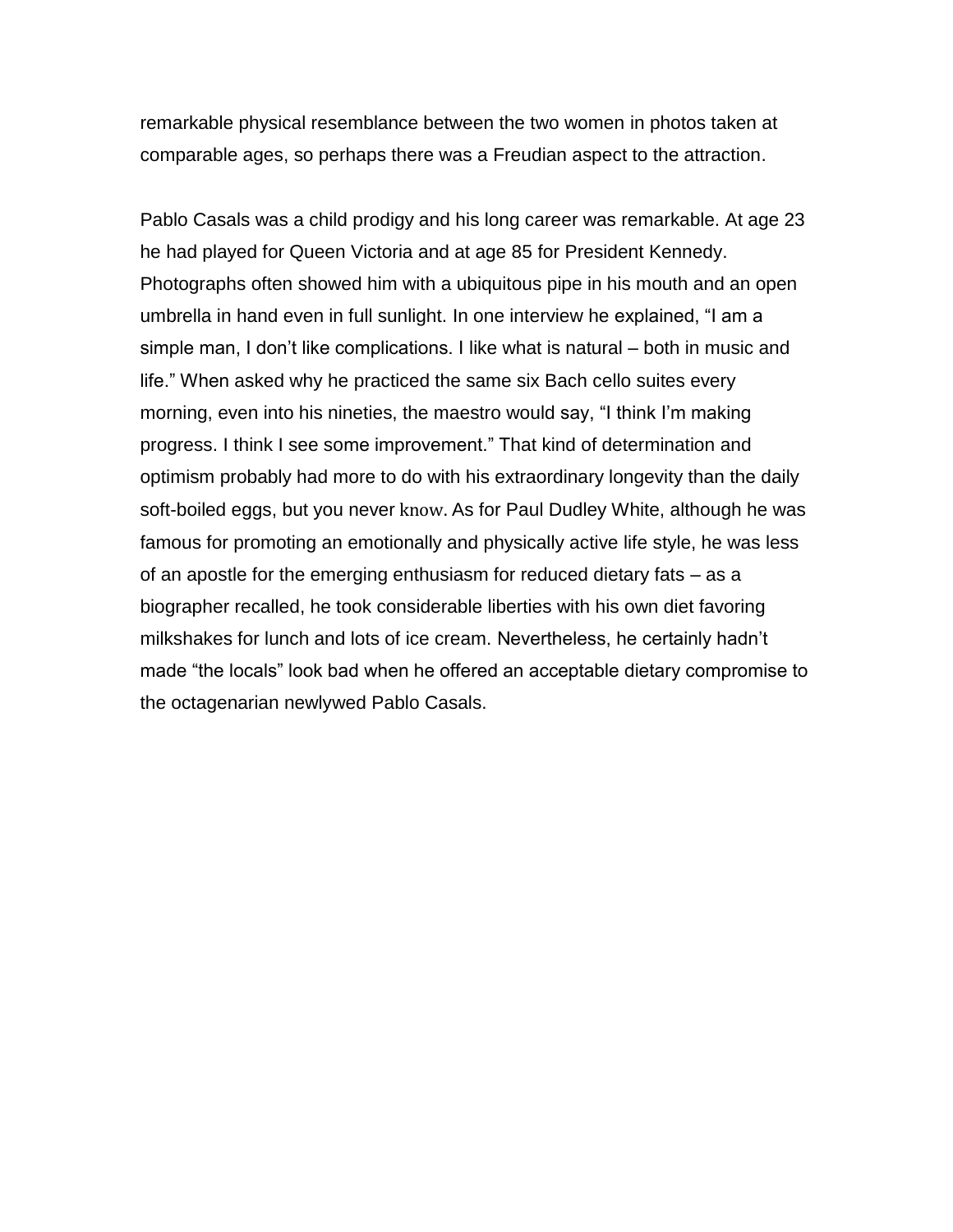remarkable physical resemblance between the two women in photos taken at comparable ages, so perhaps there was a Freudian aspect to the attraction.

Pablo Casals was a child prodigy and his long career was remarkable. At age 23 he had played for Queen Victoria and at age 85 for President Kennedy. Photographs often showed him with a ubiquitous pipe in his mouth and an open umbrella in hand even in full sunlight. In one interview he explained, “I am a simple man, I don’t like complications. I like what is natural – both in music and life.” When asked why he practiced the same six Bach cello suites every morning, even into his nineties, the maestro would say, “I think I’m making progress. I think I see some improvement.” That kind of determination and optimism probably had more to do with his extraordinary longevity than the daily soft-boiled eggs, but you never know. As for Paul Dudley White, although he was famous for promoting an emotionally and physically active life style, he was less of an apostle for the emerging enthusiasm for reduced dietary fats – as a biographer recalled, he took considerable liberties with his own diet favoring milkshakes for lunch and lots of ice cream. Nevertheless, he certainly hadn’t made “the locals” look bad when he offered an acceptable dietary compromise to the octagenarian newlywed Pablo Casals.